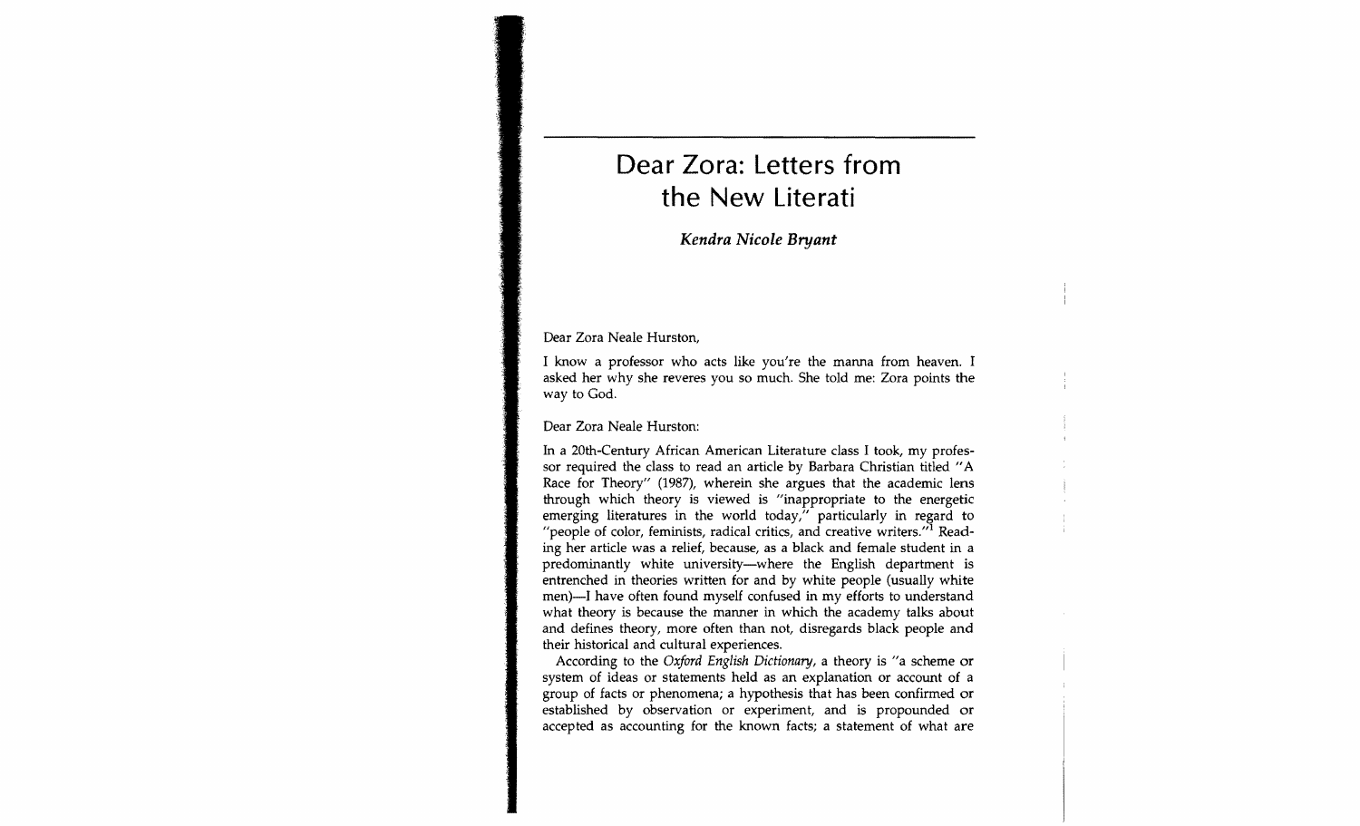# Dear Zora: Letters from the New Literati

***Kendra Nicole Bryant***

Dear Zora Neale Hurston,

I know a professor who acts like you're the manna from heaven. I asked her why she reveres you so much. She told me: Zora points the way to God.

Dear Zora Neale Hurston:

In a 20th-Century African American Literature class I took, my professor required the class to read an article by Barbara Christian titled "A Race for Theory" (1987), wherein she argues that the academic lens through which theory is viewed is "inappropriate to the energetic emerging literatures in the world today," particularly in regard to "people of color, feminists, radical critics, and creative writers."[1] Reading her article was a relief, because, as a black and female student in a predominantly white university—where the English department is entrenched in theories written for and by white people (usually white men)—I have often found myself confused in my efforts to understand what theory is because the manner in which the academy talks about and defines theory, more often than not, disregards black people and their historical and cultural experiences.

According to the *Oxford English Dictionary*, a theory is "a scheme or system of ideas or statements held as an explanation or account of a group of facts or phenomena; a hypothesis that has been confirmed or established by observation or experiment, and is propounded or accepted as accounting for the known facts; a statement of what are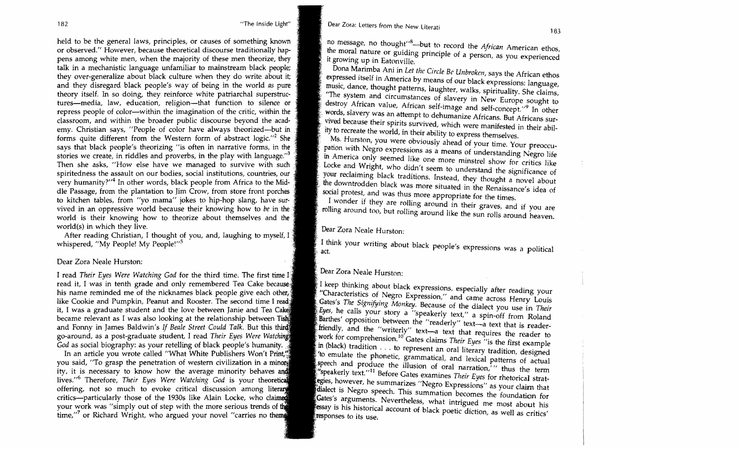held to be the general laws, principles, or causes of something known or observed." However, because theoretical discourse traditionally happens among white men, when the majority of these men theorize, they talk in a mechanistic language unfamiliar to mainstream black people; they over-generalize about black culture when they do write about it; and they disregard black people's way of being in the world *as* pure theory itself. In so doing, they reinforce white patriarchal superstructures—media, law, education, religion—that function to silence or repress people of color—within the imagination of the critic, within the classroom, and within the broader public discourse beyond the academy. Christian says, "People of color have always theorized—but in forms quite different from the Western form of abstract logic."[2] She says that black people's theorizing "is often in narrative forms, in the stories we create, in riddles and proverbs, in the play with language."[3] Then she asks, "How else have we managed to survive with such spiritedness the assault on our bodies, social institutions, countries, our very humanity?"[4] In other words, black people from Africa to the Middle Passage, from the plantation to Jim Crow, from store front porches to kitchen tables, from "yo mama" jokes to hip-hop slang, have survived in an oppressive world because their knowing how to *be* in the world is their knowing how to theorize about themselves and the world(s) in which they live.

After reading Christian, I thought of you, and, laughing to myself, I whispered, "My People! My People!"[5]

Dear Zora Neale Hurston:

I read *Their Eyes Were Watching God* for the third time. The first time I read it, I was in tenth grade and only remembered Tea Cake because his name reminded me of the nicknames black people give each other, like Cookie and Pumpkin, Peanut and Rooster. The second time I read it, I was a graduate student and the love between Janie and Tea Cake became relevant as I was also looking at the relationship between Tish and Fonny in James Baldwin's *If Beale Street Could Talk*. But this third go-around, as a post-graduate student, I read *Their Eyes Were Watching God* as social biography: as your retelling of black people's humanity.

In an article you wrote called "What White Publishers Won't Print," you said, "To grasp the penetration of western civilization in a minority, it is necessary to know how the average minority behaves and lives."[6] Therefore, *Their Eyes Were Watching God* is your theoretical offering, not so much to evoke critical discussion among literary critics—particularly those of the 1930s like Alain Locke, who claimed your work was "simply out of step with the more serious trends of the time,"[7] or Richard Wright, who argued your novel "carries no theme, no message, no thought"[8]—but to record the *African* American ethos, the moral nature or guiding principle of a person, as you experienced it growing up in Eatonville.

Dona Marimba Ani in *Let the Circle Be Unbroken*, says the African ethos expressed itself in America by means of our black expressions: language, music, dance, thought patterns, laughter, walks, spirituality. She claims, "The system and circumstances of slavery in New Europe sought to destroy African value, African self-image and self-concept."[9] In other words, slavery was an attempt to dehumanize Africans. But Africans survived because their spirits survived, which were manifested in their ability to recreate the world, in their ability to express themselves.

Ms. Hurston, you were obviously ahead of your time. Your preoccupation with Negro expressions as a means of understanding Negro life in America only seemed like one more minstrel show for critics like Locke and Wright, who didn't seem to understand the significance of your reclaiming black traditions. Instead, they thought a novel about the downtrodden black was more situated in the Renaissance's idea of social protest, and was thus more appropriate for the times.

I wonder if they are rolling around in their graves, and if you are rolling around too, but rolling around like the sun rolls around heaven.

Dear Zora Neale Hurston:

I think your writing about black people's expressions was a political act.

Dear Zora Neale Hurston:

I keep thinking about black expressions, especially after reading your "Characteristics of Negro Expression," and came across Henry Louis Gates's *The Signifying Monkey*. Because of the dialect you use in *Their Eyes*, he calls your story a "speakerly text," a spin-off from Roland Barthes' opposition between the "readerly" text—a text that is reader-friendly, and the "writerly" text—a text that requires the reader to work for comprehension.[10] Gates claims *Their Eyes* "is the first example in (black) tradition . . . to represent an oral literary tradition, designed 'to emulate the phonetic, grammatical, and lexical patterns of actual speech and produce the illusion of oral narration,'" thus the term "speakerly text."[11] Before Gates examines *Their Eyes* for rhetorical strategies, however, he summarizes "Negro Expressions" as your claim that dialect is Negro speech. This summation becomes the foundation for Gates's arguments. Nevertheless, what intrigued me most about his essay is his historical account of black poetic diction, as well as critics' responses to its use.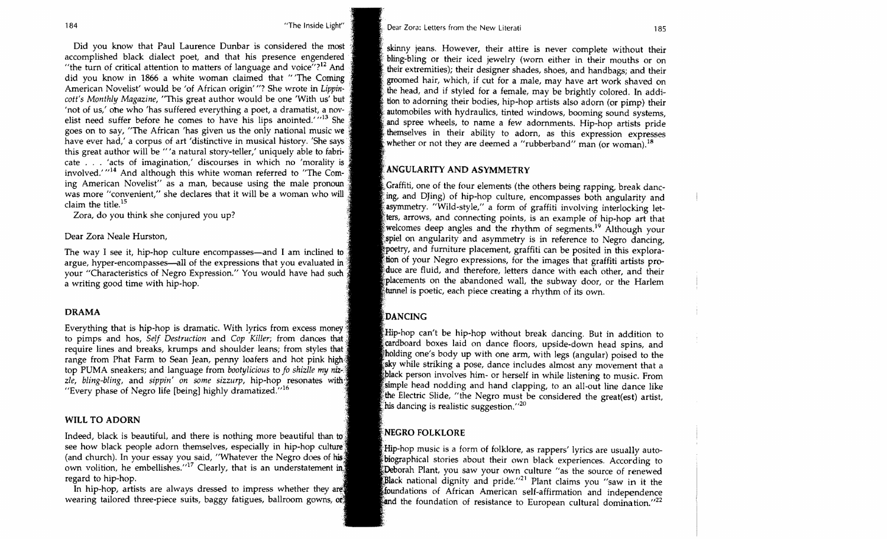Did you know that Paul Laurence Dunbar is considered the most accomplished black dialect poet, and that his presence engendered "the turn of critical attention to matters of language and voice"?[12] And did you know in 1866 a white woman claimed that "'The Coming American Novelist' would be 'of African origin'"? She wrote in *Lippincott's Monthly Magazine*, "This great author would be one 'With us' but 'not of us,' one who 'has suffered everything a poet, a dramatist, a novelist need suffer before he comes to have his lips anointed.'"[13] She goes on to say, "The African 'has given us the only national music we have ever had,' a corpus of art 'distinctive in musical history. 'She says this great author will be "'a natural story-teller,' uniquely able to fabricate . . . 'acts of imagination,' discourses in which no 'morality is involved.'"[14] And although this white woman referred to "The Coming American Novelist" as a man, because using the male pronoun was more "convenient," she declares that it will be a woman who will claim the title.[15]

Zora, do you think she conjured you up?

Dear Zora Neale Hurston,

The way I see it, hip-hop culture encompasses—and I am inclined to argue, hyper-encompasses—all of the expressions that you evaluated in your "Characteristics of Negro Expression." You would have had such a writing good time with hip-hop.

## DRAMA

Everything that is hip-hop is dramatic. With lyrics from excess money to pimps and hos, *Self Destruction* and *Cop Killer*; from dances that require lines and breaks, krumps and shoulder leans; from styles that range from Phat Farm to Sean Jean, penny loafers and hot pink high-top PUMA sneakers; and language from *bootylicious* to *fo shizzle my nizzle*, *bling-bling*, and *sippin' on some sizzurp*, hip-hop resonates with "Every phase of Negro life [being] highly dramatized."[16]

## WILL TO ADORN

Indeed, black is beautiful, and there is nothing more beautiful than to see how black people adorn themselves, especially in hip-hop culture (and church). In your essay you said, "Whatever the Negro does of his own volition, he embellishes."[17] Clearly, that is an understatement in regard to hip-hop.

In hip-hop, artists are always dressed to impress whether they are wearing tailored three-piece suits, baggy fatigues, ballroom gowns, or skinny jeans. However, their attire is never complete without their bling-bling or their iced jewelry (worn either in their mouths or on their extremities); their designer shades, shoes, and handbags; and their groomed hair, which, if cut for a male, may have art work shaved on the head, and if styled for a female, may be brightly colored. In addition to adorning their bodies, hip-hop artists also adorn (or pimp) their automobiles with hydraulics, tinted windows, booming sound systems, and spree wheels, to name a few adornments. Hip-hop artists pride themselves in their ability to adorn, as this expression expresses whether or not they are deemed a "rubberband" man (or woman).[18]

## ANGULARITY AND ASYMMETRY

Graffiti, one of the four elements (the others being rapping, break dancing, and DJing) of hip-hop culture, encompasses both angularity and asymmetry. "Wild-style," a form of graffiti involving interlocking letters, arrows, and connecting points, is an example of hip-hop art that welcomes deep angles and the rhythm of segments.[19] Although your spiel on angularity and asymmetry is in reference to Negro dancing, poetry, and furniture placement, graffiti can be posited in this exploration of your Negro expressions, for the images that graffiti artists produce are fluid, and therefore, letters dance with each other, and their placements on the abandoned wall, the subway door, or the Harlem tunnel is poetic, each piece creating a rhythm of its own.

## DANCING

Hip-hop can't be hip-hop without break dancing. But in addition to cardboard boxes laid on dance floors, upside-down head spins, and holding one's body up with one arm, with legs (angular) poised to the sky while striking a pose, dance includes almost any movement that a black person involves him- or herself in while listening to music. From simple head nodding and hand clapping, to an all-out line dance like the Electric Slide, "the Negro must be considered the great(est) artist, his dancing is realistic suggestion."[20]

## NEGRO FOLKLORE

Hip-hop music is a form of folklore, as rappers' lyrics are usually autobiographical stories about their own black experiences. According to Deborah Plant, you saw your own culture "as the source of renewed Black national dignity and pride."[21] Plant claims you "saw in it the foundations of African American self-affirmation and independence and the foundation of resistance to European cultural domination."[22]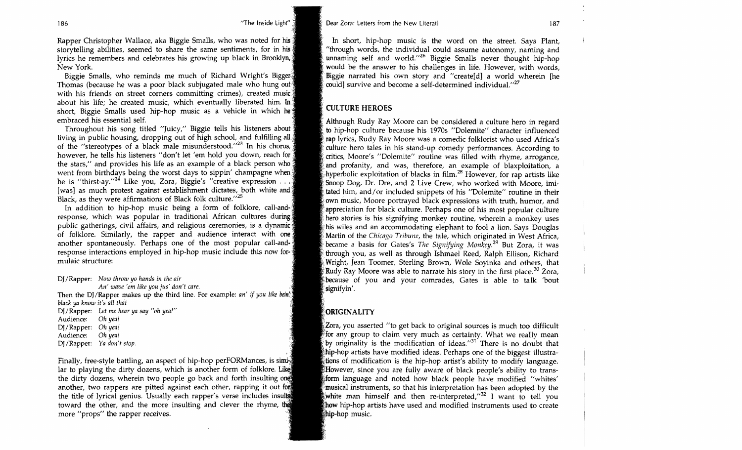Rapper Christopher Wallace, aka Biggie Smalls, who was noted for his storytelling abilities, seemed to share the same sentiments, for in his lyrics he remembers and celebrates his growing up black in Brooklyn, New York.

Biggie Smalls, who reminds me much of Richard Wright's Bigger Thomas (because he was a poor black subjugated male who hung out with his friends on street corners committing crimes), created music about his life; he created music, which eventually liberated him. In short, Biggie Smalls used hip-hop music as a vehicle in which he embraced his essential self.

Throughout his song titled "Juicy," Biggie tells his listeners about living in public housing, dropping out of high school, and fulfilling all of the "stereotypes of a black male misunderstood."[23] In his chorus, however, he tells his listeners "don't let 'em hold you down, reach for the stars," and provides his life as an example of a black person who went from birthdays being the worst days to sippin' champagne when he is "thirst-ay."[24] Like you, Zora, Biggie's "creative expression . . . [was] as much protest against establishment dictates, both white and Black, as they were affirmations of Black folk culture."[25]

In addition to hip-hop music being a form of folklore, call-and-response, which was popular in traditional African cultures during public gatherings, civil affairs, and religious ceremonies, is a dynamic of folklore. Similarly, the rapper and audience interact with one another spontaneously. Perhaps one of the most popular call-and-response interactions employed in hip-hop music include this now formulaic structure:

DJ/Rapper: *Now throw yo hands in the air*
*An' wave 'em like you jus' don't care.*

Then the DJ/Rapper makes up the third line. For example: *an' if you like bein' black ya know it's all that*

DJ/Rapper: *Let me hear ya say "oh yea!"*
Audience: *Oh yea!*
DJ/Rapper: *Oh yea!*
Audience: *Oh yea!*
DJ/Rapper: *Ya don't stop.*

Finally, free-style battling, an aspect of hip-hop perFORMances, is similar to playing the dirty dozens, which is another form of folklore. Like the dirty dozens, wherein two people go back and forth insulting one another, two rappers are pitted against each other, rapping it out for the title of lyrical genius. Usually each rapper's verse includes insults toward the other, and the more insulting and clever the rhyme, the more "props" the rapper receives.

In short, hip-hop music is the word on the street. Says Plant, "through words, the individual could assume autonomy, naming and unnaming self and world."[26] Biggie Smalls never thought hip-hop would be the answer to his challenges in life. However, with words, Biggie narrated his own story and "create[d] a world wherein [he could] survive and become a self-determined individual."[27]

## CULTURE HEROES

Although Rudy Ray Moore can be considered a culture hero in regard to hip-hop culture because his 1970s "Dolemite" character influenced rap lyrics, Rudy Ray Moore was a comedic folklorist who used Africa's culture hero tales in his stand-up comedy performances. According to critics, Moore's "Dolemite" routine was filled with rhyme, arrogance, and profanity, and was, therefore, an example of blaxploitation, a hyperbolic exploitation of blacks in film.[28] However, for rap artists like Snoop Dog, Dr. Dre, and 2 Live Crew, who worked with Moore, imitated him, and/or included snippets of his "Dolemite" routine in their own music, Moore portrayed black expressions with truth, humor, and appreciation for black culture. Perhaps one of his most popular culture hero stories is his signifying monkey routine, wherein a monkey uses his wiles and an accommodating elephant to fool a lion. Says Douglas Martin of the *Chicago Tribune*, the tale, which originated in West Africa, became a basis for Gates's *The Signifying Monkey*.[29] But Zora, it was through you, as well as through Ishmael Reed, Ralph Ellison, Richard Wright, Jean Toomer, Sterling Brown, Wole Soyinka and others, that Rudy Ray Moore was able to narrate his story in the first place.[30] Zora, because of you and your comrades, Gates is able to talk 'bout signifyin'.

## ORIGINALITY

Zora, you asserted "to get back to original sources is much too difficult for any group to claim very much as certainty. What we really mean by originality is the modification of ideas."[31] There is no doubt that hip-hop artists have modified ideas. Perhaps one of the biggest illustrations of modification is the hip-hop artist's ability to modify language. However, since you are fully aware of black people's ability to transform language and noted how black people have modified "whites' musical instruments, so that his interpretation has been adopted by the white man himself and then re-interpreted,"[32] I want to tell you how hip-hop artists have used and modified instruments used to create hip-hop music.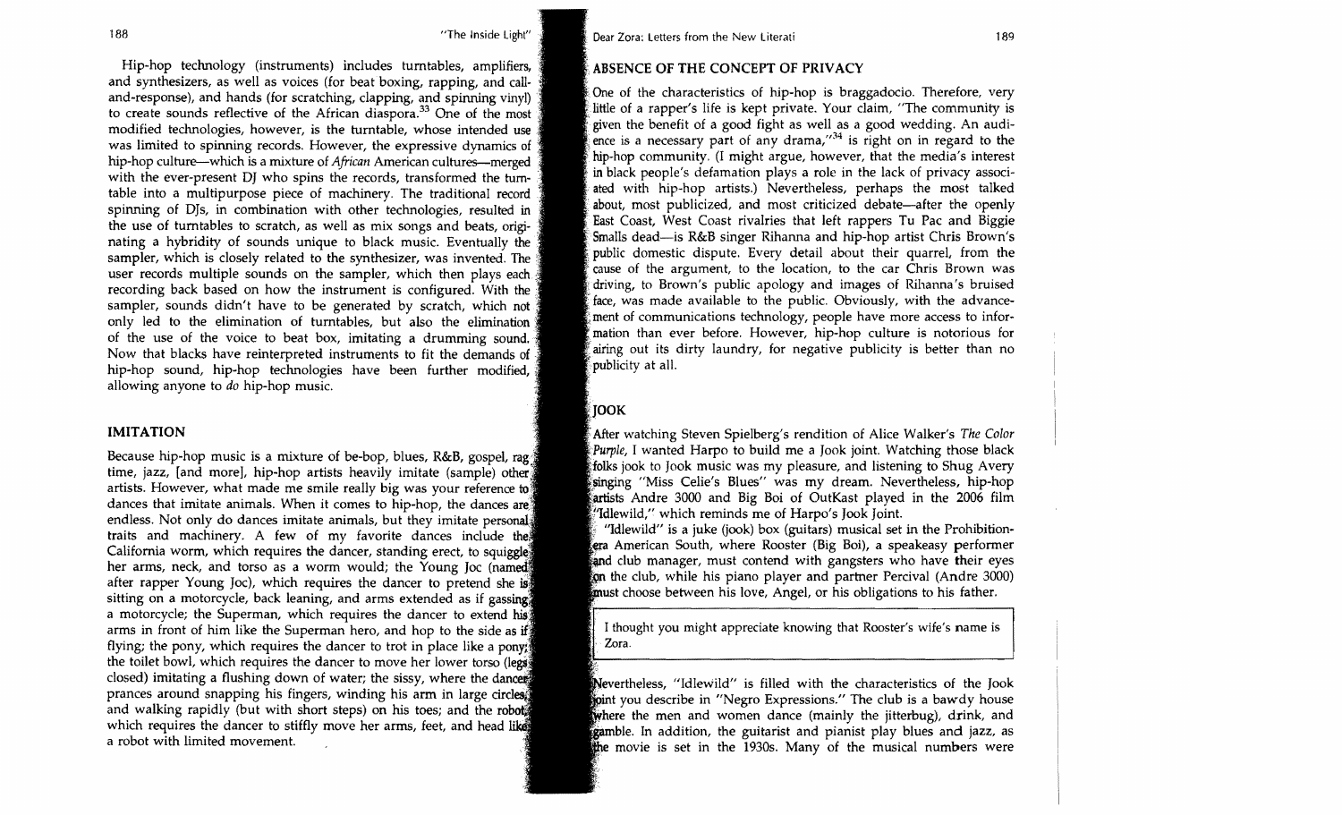Hip-hop technology (instruments) includes turntables, amplifiers, and synthesizers, as well as voices (for beat boxing, rapping, and call-and-response), and hands (for scratching, clapping, and spinning vinyl) to create sounds reflective of the African diaspora.[33] One of the most modified technologies, however, is the turntable, whose intended use was limited to spinning records. However, the expressive dynamics of hip-hop culture—which is a mixture of *African* American cultures—merged with the ever-present DJ who spins the records, transformed the turntable into a multipurpose piece of machinery. The traditional record spinning of DJs, in combination with other technologies, resulted in the use of turntables to scratch, as well as mix songs and beats, originating a hybridity of sounds unique to black music. Eventually the sampler, which is closely related to the synthesizer, was invented. The user records multiple sounds on the sampler, which then plays each recording back based on how the instrument is configured. With the sampler, sounds didn't have to be generated by scratch, which not only led to the elimination of turntables, but also the elimination of the use of the voice to beat box, imitating a drumming sound. Now that blacks have reinterpreted instruments to fit the demands of hip-hop sound, hip-hop technologies have been further modified, allowing anyone to *do* hip-hop music.

## IMITATION

Because hip-hop music is a mixture of be-bop, blues, R&B, gospel, rag time, jazz, [and more], hip-hop artists heavily imitate (sample) other artists. However, what made me smile really big was your reference to dances that imitate animals. When it comes to hip-hop, the dances are endless. Not only do dances imitate animals, but they imitate personal traits and machinery. A few of my favorite dances include the California worm, which requires the dancer, standing erect, to squiggle her arms, neck, and torso as a worm would; the Young Joc (named after rapper Young Joc), which requires the dancer to pretend she is sitting on a motorcycle, back leaning, and arms extended as if gassing a motorcycle; the Superman, which requires the dancer to extend his arms in front of him like the Superman hero, and hop to the side as if flying; the pony, which requires the dancer to trot in place like a pony; the toilet bowl, which requires the dancer to move her lower torso (legs closed) imitating a flushing down of water; the sissy, where the dancer prances around snapping his fingers, winding his arm in large circles, and walking rapidly (but with short steps) on his toes; and the robot, which requires the dancer to stiffly move her arms, feet, and head like a robot with limited movement.

## ABSENCE OF THE CONCEPT OF PRIVACY

One of the characteristics of hip-hop is braggadocio. Therefore, very little of a rapper's life is kept private. Your claim, "The community is given the benefit of a good fight as well as a good wedding. An audience is a necessary part of any drama,"[34] is right on in regard to the hip-hop community. (I might argue, however, that the media's interest in black people's defamation plays a role in the lack of privacy associated with hip-hop artists.) Nevertheless, perhaps the most talked about, most publicized, and most criticized debate—after the openly East Coast, West Coast rivalries that left rappers Tu Pac and Biggie Smalls dead—is R&B singer Rihanna and hip-hop artist Chris Brown's public domestic dispute. Every detail about their quarrel, from the cause of the argument, to the location, to the car Chris Brown was driving, to Brown's public apology and images of Rihanna's bruised face, was made available to the public. Obviously, with the advancement of communications technology, people have more access to information than ever before. However, hip-hop culture is notorious for airing out its dirty laundry, for negative publicity is better than no publicity at all.

## JOOK

After watching Steven Spielberg's rendition of Alice Walker's *The Color Purple*, I wanted Harpo to build me a Jook joint. Watching those black folks jook to Jook music was my pleasure, and listening to Shug Avery singing "Miss Celie's Blues" was my dream. Nevertheless, hip-hop artists Andre 3000 and Big Boi of OutKast played in the 2006 film "Idlewild," which reminds me of Harpo's Jook Joint.

"Idlewild" is a juke (jook) box (guitars) musical set in the Prohibition-era American South, where Rooster (Big Boi), a speakeasy performer and club manager, must contend with gangsters who have their eyes on the club, while his piano player and partner Percival (Andre 3000) must choose between his love, Angel, or his obligations to his father.

> I thought you might appreciate knowing that Rooster's wife's name is Zora.

Nevertheless, "Idlewild" is filled with the characteristics of the Jook joint you describe in "Negro Expressions." The club is a bawdy house where the men and women dance (mainly the jitterbug), drink, and gamble. In addition, the guitarist and pianist play blues and jazz, as the movie is set in the 1930s. Many of the musical numbers were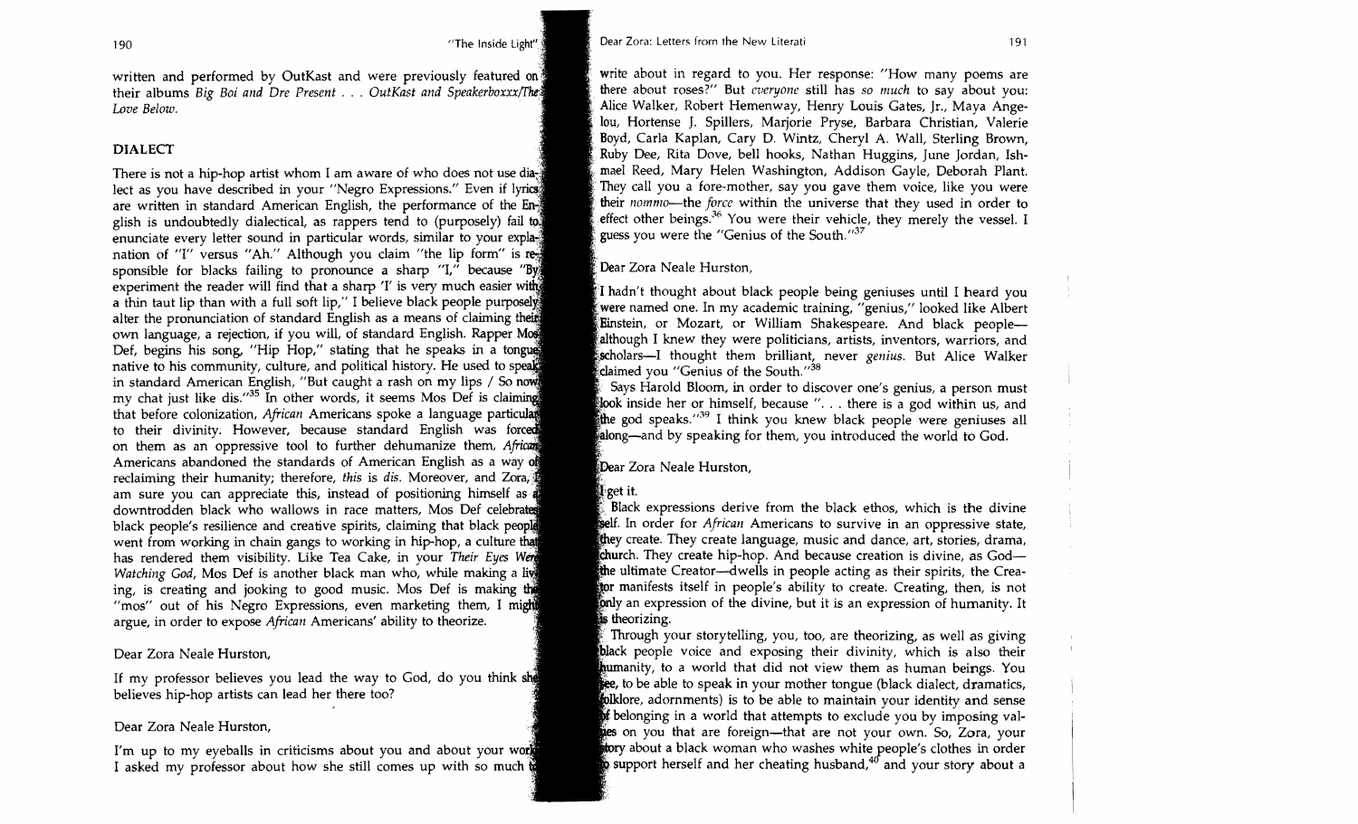written and performed by OutKast and were previously featured on their albums *Big Boi and Dre Present . . . OutKast* and *Speakerboxxx/The Love Below*.

## DIALECT

There is not a hip-hop artist whom I am aware of who does not use dialect as you have described in your "Negro Expressions." Even if lyrics are written in standard American English, the performance of the English is undoubtedly dialectical, as rappers tend to (purposely) fail to enunciate every letter sound in particular words, similar to your explanation of "I" versus "Ah." Although you claim "the lip form" is responsible for blacks failing to pronounce a sharp "I," because "By experiment the reader will find that a sharp 'I' is very much easier with a thin taut lip than with a full soft lip," I believe black people purposely alter the pronunciation of standard English as a means of claiming their own language, a rejection, if you will, of standard English. Rapper Mos Def, begins his song, "Hip Hop," stating that he speaks in a tongue native to his community, culture, and political history. He used to speak in standard American English, "But caught a rash on my lips / So now my chat just like dis."[35] In other words, it seems Mos Def is claiming that before colonization, *African* Americans spoke a language particular to their divinity. However, because standard English was forced on them as an oppressive tool to further dehumanize them, *African* Americans abandoned the standards of American English as a way of reclaiming their humanity; therefore, *this* is *dis*. Moreover, and Zora, I am sure you can appreciate this, instead of positioning himself as a downtrodden black who wallows in race matters, Mos Def celebrates black people's resilience and creative spirits, claiming that black people went from working in chain gangs to working in hip-hop, a culture that has rendered them visibility. Like Tea Cake, in your *Their Eyes Were Watching God*, Mos Def is another black man who, while making a living, is creating and jooking to good music. Mos Def is making the "mos" out of his Negro Expressions, even marketing them, I might argue, in order to expose *African* Americans' ability to theorize.

Dear Zora Neale Hurston,

If my professor believes you lead the way to God, do you think she believes hip-hop artists can lead her there too?

Dear Zora Neale Hurston,

I'm up to my eyeballs in criticisms about you and about your work. I asked my professor about how she still comes up with so much to write about in regard to you. Her response: "How many poems are there about roses?" But *everyone* still has *so much* to say about you: Alice Walker, Robert Hemenway, Henry Louis Gates, Jr., Maya Angelou, Hortense J. Spillers, Marjorie Pryse, Barbara Christian, Valerie Boyd, Carla Kaplan, Cary D. Wintz, Cheryl A. Wall, Sterling Brown, Ruby Dee, Rita Dove, bell hooks, Nathan Huggins, June Jordan, Ishmael Reed, Mary Helen Washington, Addison Gayle, Deborah Plant. They call you a fore-mother, say you gave them voice, like you were their *nommo*—the *force* within the universe that they used in order to effect other beings.[36] You were their vehicle, they merely the vessel. I guess you were the "Genius of the South."[37]

Dear Zora Neale Hurston,

I hadn't thought about black people being geniuses until I heard you were named one. In my academic training, "genius," looked like Albert Einstein, or Mozart, or William Shakespeare. And black people—although I knew they were politicians, artists, inventors, warriors, and scholars—I thought them brilliant, never *genius*. But Alice Walker claimed you "Genius of the South."[38]

Says Harold Bloom, in order to discover one's genius, a person must look inside her or himself, because ". . . there is a god within us, and the god speaks."[39] I think you knew black people were geniuses all along—and by speaking for them, you introduced the world to God.

Dear Zora Neale Hurston,

I get it.

Black expressions derive from the black ethos, which is the divine self. In order for *African* Americans to survive in an oppressive state, they create. They create language, music and dance, art, stories, drama, church. They create hip-hop. And because creation is divine, as God—the ultimate Creator—dwells in people acting as their spirits, the Creator manifests itself in people's ability to create. Creating, then, is not only an expression of the divine, but it is an expression of humanity. It is theorizing.

Through your storytelling, you, too, are theorizing, as well as giving black people voice and exposing their divinity, which is also their humanity, to a world that did not view them as human beings. You see, to be able to speak in your mother tongue (black dialect, dramatics, folklore, adornments) is to be able to maintain your identity and sense of belonging in a world that attempts to exclude you by imposing values on you that are foreign—that are not your own. So, Zora, your story about a black woman who washes white people's clothes in order to support herself and her cheating husband,[40] and your story about a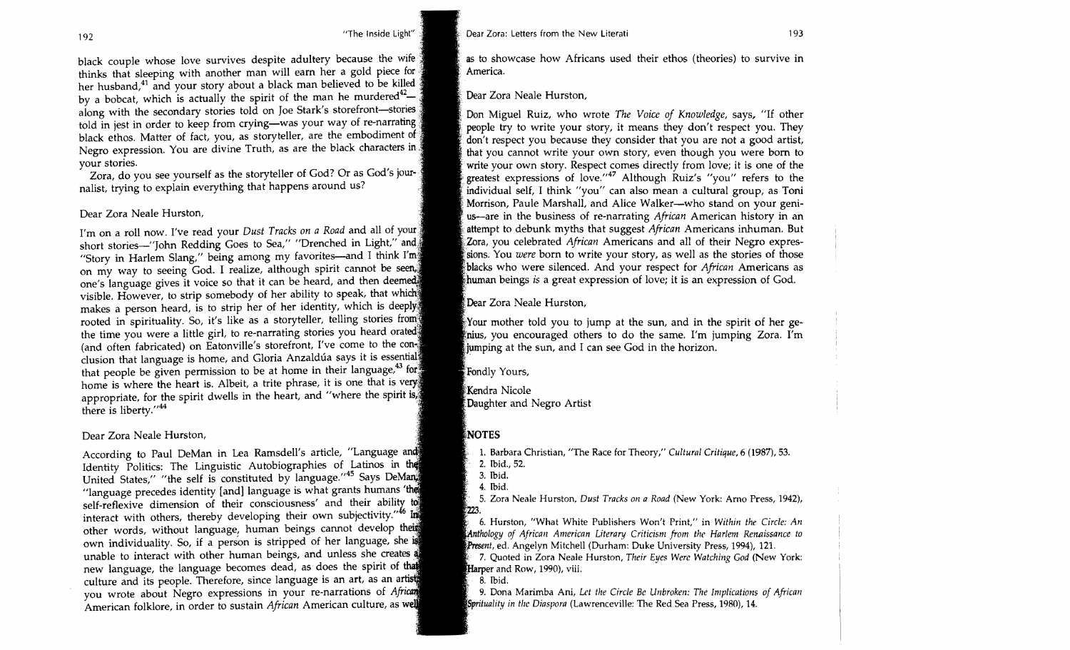black couple whose love survives despite adultery because the wife thinks that sleeping with another man will earn her a gold piece for her husband,[41] and your story about a black man believed to be killed by a bobcat, which is actually the spirit of the man he murdered[42]—along with the secondary stories told on Joe Stark's storefront—stories told in jest in order to keep from crying—was your way of re-narrating black ethos. Matter of fact, you, as storyteller, are the embodiment of Negro expression. You are divine Truth, as are the black characters in your stories.

Zora, do you see yourself as the storyteller of God? Or as God's journalist, trying to explain everything that happens around us?

Dear Zora Neale Hurston,

I'm on a roll now. I've read your *Dust Tracks on a Road* and all of your short stories—"John Redding Goes to Sea," "Drenched in Light," and "Story in Harlem Slang," being among my favorites—and I think I'm on my way to seeing God. I realize, although spirit cannot be seen, one's language gives it voice so that it can be heard, and then deemed visible. However, to strip somebody of her ability to speak, that which makes a person heard, is to strip her of her identity, which is deeply rooted in spirituality. So, it's like as a storyteller, telling stories from the time you were a little girl, to re-narrating stories you heard orated (and often fabricated) on Eatonville's storefront, I've come to the conclusion that language is home, and Gloria Anzaldúa says it is essential that people be given permission to be at home in their language,[43] for home is where the heart is. Albeit, a trite phrase, it is one that is very appropriate, for the spirit dwells in the heart, and "where the spirit is, there is liberty."[44]

Dear Zora Neale Hurston,

According to Paul DeMan in Lea Ramsdell's article, "Language and Identity Politics: The Linguistic Autobiographies of Latinos in the United States," "the self is constituted by language."[45] Says DeMan, "language precedes identity [and] language is what grants humans 'the self-reflexive dimension of their consciousness' and their ability to interact with others, thereby developing their own subjectivity."[46] In other words, without language, human beings cannot develop their own individuality. So, if a person is stripped of her language, she is unable to interact with other human beings, and unless she creates a new language, the language becomes dead, as does the spirit of that culture and its people. Therefore, since language is an art, as an artist you wrote about Negro expressions in your re-narrations of *African* American folklore, in order to sustain *African* American culture, as well as to showcase how Africans used their ethos (theories) to survive in America.

Dear Zora Neale Hurston,

Don Miguel Ruiz, who wrote *The Voice of Knowledge*, says, "If other people try to write your story, it means they don't respect you. They don't respect you because they consider that you are not a good artist, that you cannot write your own story, even though you were born to write your own story. Respect comes directly from love; it is one of the greatest expressions of love."[47] Although Ruiz's "you" refers to the individual self, I think "you" can also mean a cultural group, as Toni Morrison, Paule Marshall, and Alice Walker—who stand on your genius—are in the business of re-narrating *African* American history in an attempt to debunk myths that suggest *African* Americans inhuman. But Zora, you celebrated *African* Americans and all of their Negro expressions. You *were* born to write your story, as well as the stories of those blacks who were silenced. And your respect for *African* Americans as human beings *is* a great expression of love; it is an expression of God.

Dear Zora Neale Hurston,

Your mother told you to jump at the sun, and in the spirit of her genius, you encouraged others to do the same. I'm jumping Zora. I'm jumping at the sun, and I can see God in the horizon.

Fondly Yours,

Kendra Nicole
Daughter and Negro Artist

## NOTES

1. Barbara Christian, "The Race for Theory," *Cultural Critique*, 6 (1987), 53.
2. Ibid., 52.
3. Ibid.
4. Ibid.
5. Zora Neale Hurston, *Dust Tracks on a Road* (New York: Arno Press, 1942), 223.
6. Hurston, "What White Publishers Won't Print," in *Within the Circle: An Anthology of African American Literary Criticism from the Harlem Renaissance to Present*, ed. Angelyn Mitchell (Durham: Duke University Press, 1994), 121.
7. Quoted in Zora Neale Hurston, *Their Eyes Were Watching God* (New York: Harper and Row, 1990), viii.
8. Ibid.
9. Dona Marimba Ani, *Let the Circle Be Unbroken: The Implications of African Sprituality in the Diaspora* (Lawrenceville: The Red Sea Press, 1980), 14.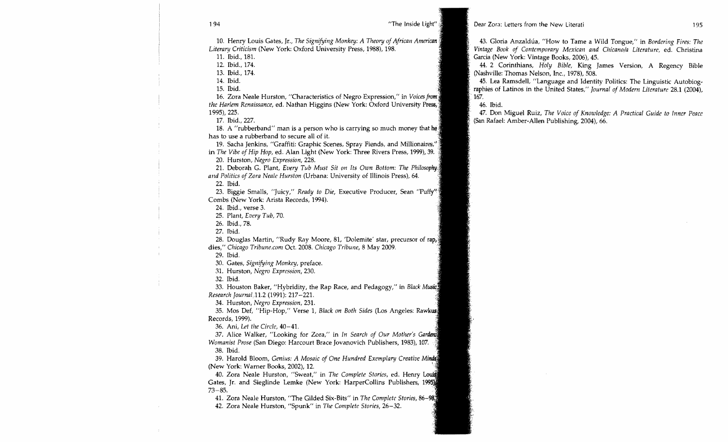10. Henry Louis Gates, Jr., *The Signifying Monkey: A Theory of African American Literary Criticism* (New York: Oxford University Press, 1988), 198.

11. Ibid., 181.

12. Ibid., 174.

13. Ibid., 174.

14. Ibid.

15. Ibid.

16. Zora Neale Hurston, "Characteristics of Negro Expression," in *Voices from the Harlem Renaissance*, ed. Nathan Higgins (New York: Oxford University Press, 1995), 225.

17. Ibid., 227.

18. A "rubberband" man is a person who is carrying so much money that he has to use a rubberband to secure all of it.

19. Sacha Jenkins, "Graffiti: Graphic Scenes, Spray Fiends, and Millionaires," in *The Vibe of Hip Hop*, ed. Alan Light (New York: Three Rivers Press, 1999), 39.

20. Hurston, *Negro Expression*, 228.

21. Deborah G. Plant, *Every Tub Must Sit on Its Own Bottom: The Philosophy and Politics of Zora Neale Hurston* (Urbana: University of Illinois Press), 64.

22. Ibid.

23. Biggie Smalls, "Juicy," *Ready to Die*, Executive Producer, Sean "Puffy" Combs (New York: Arista Records, 1994).

24. Ibid., verse 3.

25. Plant, *Every Tub*, 70.

26. Ibid., 78.

27. Ibid.

28. Douglas Martin, "Rudy Ray Moore, 81, 'Dolemite' star, precursor of rap, dies," *Chicago Tribune.com* Oct. 2008. *Chicago Tribune*, 8 May 2009.

29. Ibid.

30. Gates, *Signifying Monkey*, preface.

31. Hurston, *Negro Expression*, 230.

32. Ibid.

33. Houston Baker, "Hybridity, the Rap Race, and Pedagogy," in *Black Music Research Journal* 11.2 (1991): 217–221.

34. Hurston, *Negro Expression*, 231.

35. Mos Def, "Hip-Hop," Verse 1, *Black on Both Sides* (Los Angeles: Rawkus Records, 1999).

36. Ani, *Let the Circle*, 40–41.

37. Alice Walker, "Looking for Zora," in *In Search of Our Mother's Garden: Womanist Prose* (San Diego: Harcourt Brace Jovanovich Publishers, 1983), 107.

38. Ibid.

39. Harold Bloom, *Genius: A Mosaic of One Hundred Exemplary Creative Minds* (New York: Warner Books, 2002), 12.

40. Zora Neale Hurston, "Sweat," in *The Complete Stories*, ed. Henry Louis Gates, Jr. and Sieglinde Lemke (New York: HarperCollins Publishers, 1995), 73–85.

41. Zora Neale Hurston, "The Gilded Six-Bits" in *The Complete Stories*, 86–98.

42. Zora Neale Hurston, "Spunk" in *The Complete Stories*, 26–32.

43. Gloria Anzaldúa, "How to Tame a Wild Tongue," in *Bordering Fires: The Vintage Book of Contemporary Mexican and Chicano/a Literature*, ed. Christina Garcia (New York: Vintage Books, 2006), 45.

44. 2 Corinthians, *Holy Bible*, King James Version, A Regency Bible (Nashville: Thomas Nelson, Inc., 1978), 508.

45. Lea Ramsdell, "Language and Identity Politics: The Linguistic Autobiographies of Latinos in the United States," *Journal of Modern Literature* 28.1 (2004), 167.

46. Ibid.

47. Don Miguel Ruiz, *The Voice of Knowledge: A Practical Guide to Inner Peace* (San Rafael: Amber-Allen Publishing, 2004), 66.